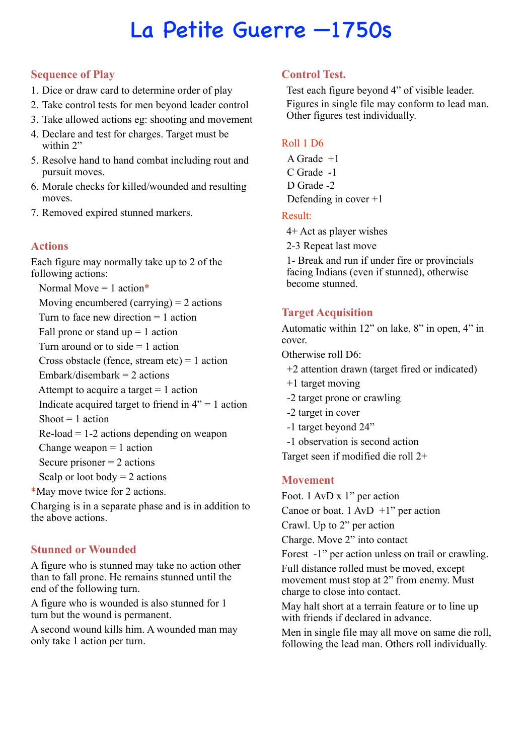// La Petite Guerre —1750s

## Sequence of Play

1. Dice or draw card to determine order of play
2. Take control tests for men beyond leader control
3. Take allowed actions eg: shooting and movement
4. Declare and test for charges. Target must be within 2”
5. Resolve hand to hand combat including rout and pursuit moves.
6. Morale checks for killed/wounded and resulting moves.
7. Removed expired stunned markers.

## Actions

Each figure may normally take up to 2 of the following actions:

- Normal Move = 1 action*
- Moving encumbered (carrying) = 2 actions
- Turn to face new direction = 1 action
- Fall prone or stand up = 1 action
- Turn around or to side = 1 action
- Cross obstacle (fence, stream etc) = 1 action
- Embark/disembark = 2 actions
- Attempt to acquire a target = 1 action
- Indicate acquired target to friend in 4” = 1 action
- Shoot = 1 action
- Re-load = 1-2 actions depending on weapon
- Change weapon = 1 action
- Secure prisoner = 2 actions
- Scalp or loot body = 2 actions

*May move twice for 2 actions.

Charging is in a separate phase and is in addition to the above actions.

## Stunned or Wounded

A figure who is stunned may take no action other than to fall prone. He remains stunned until the end of the following turn.

A figure who is wounded is also stunned for 1 turn but the wound is permanent.

A second wound kills him. A wounded man may only take 1 action per turn.

## Control Test.

Test each figure beyond 4” of visible leader. Figures in single file may conform to lead man. Other figures test individually.

### Roll 1 D6

- A Grade +1
- C Grade -1
- D Grade -2
- Defending in cover +1

### Result:

- 4+ Act as player wishes
- 2-3 Repeat last move
- 1- Break and run if under fire or provincials facing Indians (even if stunned), otherwise become stunned.

## Target Acquisition

Automatic within 12” on lake, 8” in open, 4” in cover.

Otherwise roll D6:

- +2 attention drawn (target fired or indicated)
- +1 target moving
- -2 target prone or crawling
- -2 target in cover
- -1 target beyond 24”
- -1 observation is second action

Target seen if modified die roll 2+

## Movement

Foot. 1 AvD x 1” per action

Canoe or boat. 1 AvD +1” per action

Crawl. Up to 2” per action

Charge. Move 2” into contact

Forest -1” per action unless on trail or crawling.

Full distance rolled must be moved, except movement must stop at 2” from enemy. Must charge to close into contact.

May halt short at a terrain feature or to line up with friends if declared in advance.

Men in single file may all move on same die roll, following the lead man. Others roll individually.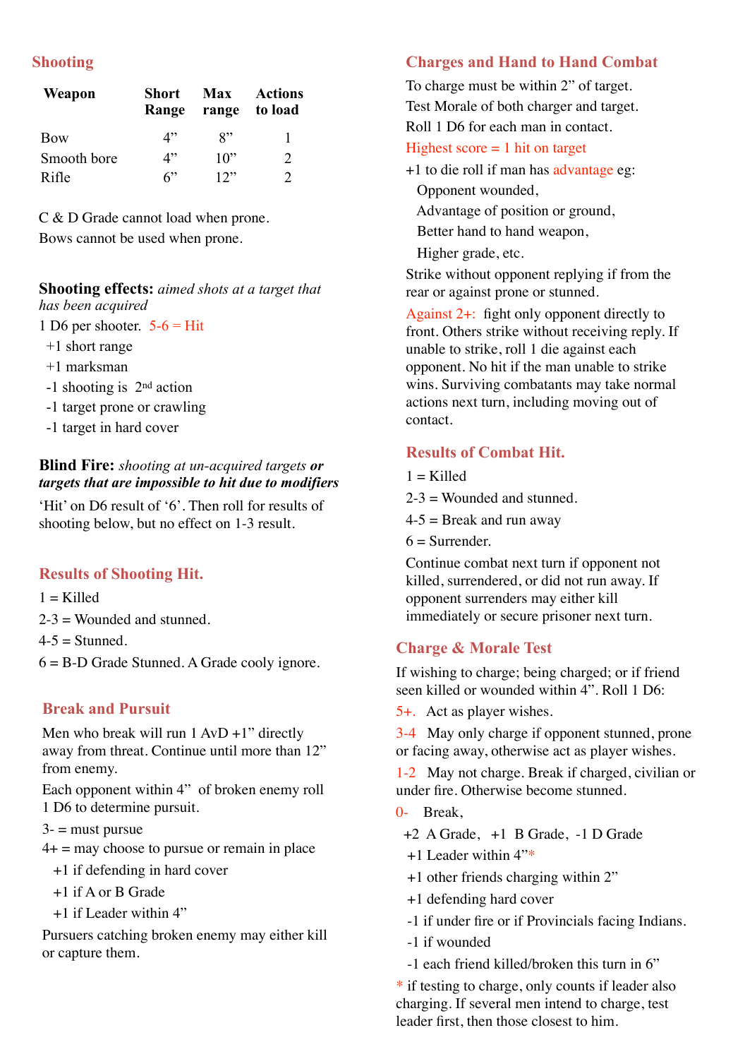## Shooting

| Weapon | Short Range | Max range | Actions to load |
|---|---|---|---|
| Bow | 4” | 8” | 1 |
| Smooth bore | 4” | 10” | 2 |
| Rifle | 6” | 12” | 2 |

C & D Grade cannot load when prone.
Bows cannot be used when prone.

**Shooting effects:** *aimed shots at a target that has been acquired*

1 D6 per shooter. 5-6 = Hit

- +1 short range
- +1 marksman
- -1 shooting is 2nd action
- -1 target prone or crawling
- -1 target in hard cover

**Blind Fire:** *shooting at un-acquired targets* ***or targets that are impossible to hit due to modifiers***

‘Hit’ on D6 result of ‘6’. Then roll for results of shooting below, but no effect on 1-3 result.

## Results of Shooting Hit.

1 = Killed
2-3 = Wounded and stunned.
4-5 = Stunned.
6 = B-D Grade Stunned. A Grade cooly ignore.

## Break and Pursuit

Men who break will run 1 AvD +1” directly away from threat. Continue until more than 12” from enemy.

Each opponent within 4” of broken enemy roll 1 D6 to determine pursuit.

3- = must pursue
4+ = may choose to pursue or remain in place

- +1 if defending in hard cover
- +1 if A or B Grade
- +1 if Leader within 4”

Pursuers catching broken enemy may either kill or capture them.

## Charges and Hand to Hand Combat

To charge must be within 2” of target.
Test Morale of both charger and target.
Roll 1 D6 for each man in contact.
Highest score = 1 hit on target
+1 to die roll if man has advantage eg:

- Opponent wounded,
- Advantage of position or ground,
- Better hand to hand weapon,
- Higher grade, etc.

Strike without opponent replying if from the rear or against prone or stunned.

Against 2+: fight only opponent directly to front. Others strike without receiving reply. If unable to strike, roll 1 die against each opponent. No hit if the man unable to strike wins. Surviving combatants may take normal actions next turn, including moving out of contact.

## Results of Combat Hit.

1 = Killed
2-3 = Wounded and stunned.
4-5 = Break and run away
6 = Surrender.

Continue combat next turn if opponent not killed, surrendered, or did not run away. If opponent surrenders may either kill immediately or secure prisoner next turn.

## Charge & Morale Test

If wishing to charge; being charged; or if friend seen killed or wounded within 4”. Roll 1 D6:

5+. Act as player wishes.

3-4 May only charge if opponent stunned, prone or facing away, otherwise act as player wishes.

1-2 May not charge. Break if charged, civilian or under fire. Otherwise become stunned.

0- Break,

- +2 A Grade, +1 B Grade, -1 D Grade
- +1 Leader within 4”*
- +1 other friends charging within 2”
- +1 defending hard cover
- -1 if under fire or if Provincials facing Indians.
- -1 if wounded
- -1 each friend killed/broken this turn in 6”

\* if testing to charge, only counts if leader also charging. If several men intend to charge, test leader first, then those closest to him.